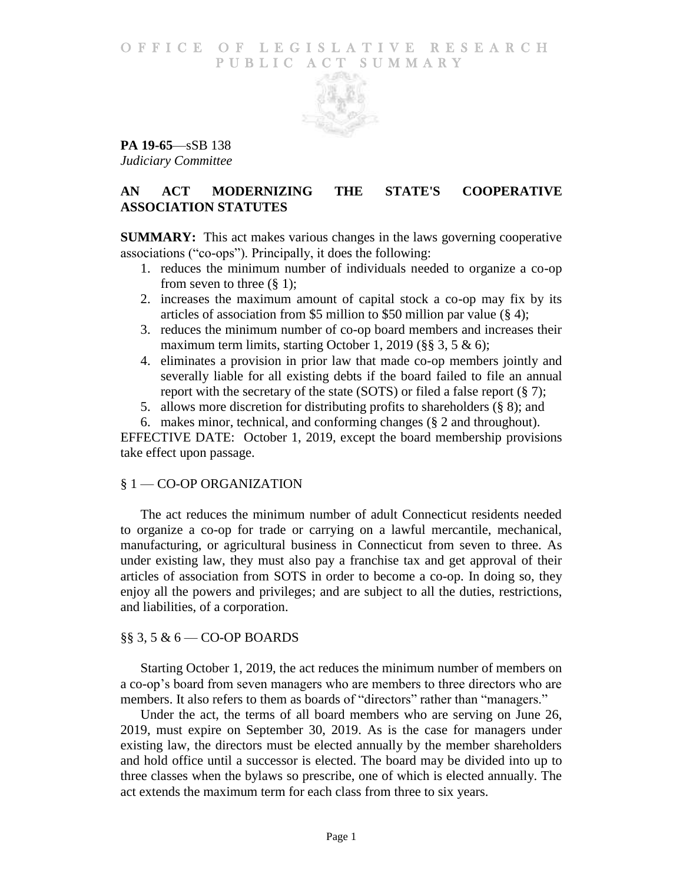# OFFICE OF LEGISLATIVE RESEARCH PUBLIC ACT SUMMARY

**PA 19-65**—sSB 138
*Judiciary Committee*

## AN ACT MODERNIZING THE STATE'S COOPERATIVE ASSOCIATION STATUTES

**SUMMARY:** This act makes various changes in the laws governing cooperative associations ("co-ops"). Principally, it does the following:

1. reduces the minimum number of individuals needed to organize a co-op from seven to three (§ 1);
2. increases the maximum amount of capital stock a co-op may fix by its articles of association from $5 million to $50 million par value (§ 4);
3. reduces the minimum number of co-op board members and increases their maximum term limits, starting October 1, 2019 (§§ 3, 5 & 6);
4. eliminates a provision in prior law that made co-op members jointly and severally liable for all existing debts if the board failed to file an annual report with the secretary of the state (SOTS) or filed a false report (§ 7);
5. allows more discretion for distributing profits to shareholders (§ 8); and
6. makes minor, technical, and conforming changes (§ 2 and throughout).

EFFECTIVE DATE: October 1, 2019, except the board membership provisions take effect upon passage.

### § 1 — CO-OP ORGANIZATION

The act reduces the minimum number of adult Connecticut residents needed to organize a co-op for trade or carrying on a lawful mercantile, mechanical, manufacturing, or agricultural business in Connecticut from seven to three. As under existing law, they must also pay a franchise tax and get approval of their articles of association from SOTS in order to become a co-op. In doing so, they enjoy all the powers and privileges; and are subject to all the duties, restrictions, and liabilities, of a corporation.

### §§ 3, 5 & 6 — CO-OP BOARDS

Starting October 1, 2019, the act reduces the minimum number of members on a co-op's board from seven managers who are members to three directors who are members. It also refers to them as boards of "directors" rather than "managers."

Under the act, the terms of all board members who are serving on June 26, 2019, must expire on September 30, 2019. As is the case for managers under existing law, the directors must be elected annually by the member shareholders and hold office until a successor is elected. The board may be divided into up to three classes when the bylaws so prescribe, one of which is elected annually. The act extends the maximum term for each class from three to six years.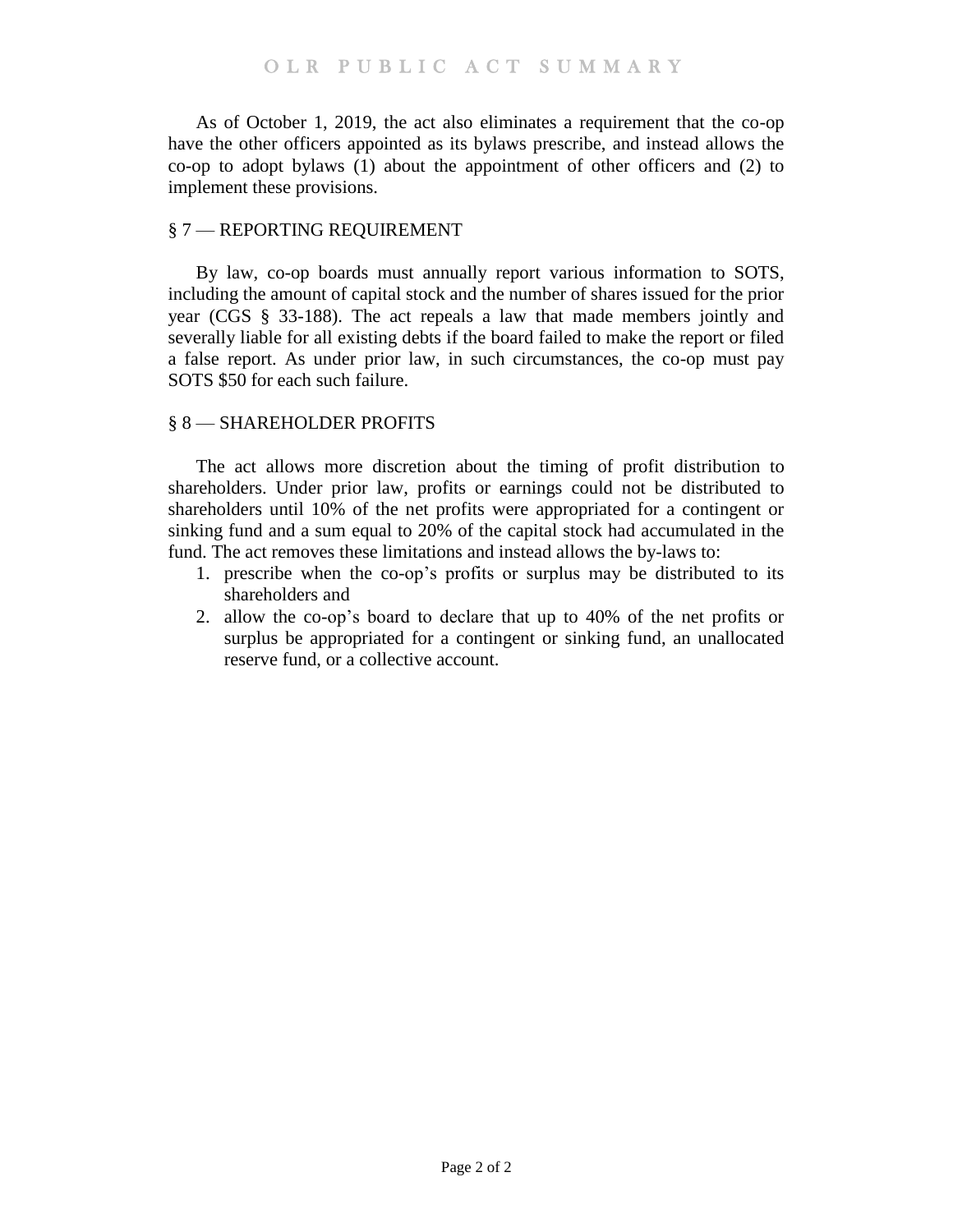As of October 1, 2019, the act also eliminates a requirement that the co-op have the other officers appointed as its bylaws prescribe, and instead allows the co-op to adopt bylaws (1) about the appointment of other officers and (2) to implement these provisions.

## § 7 — REPORTING REQUIREMENT

By law, co-op boards must annually report various information to SOTS, including the amount of capital stock and the number of shares issued for the prior year (CGS § 33-188). The act repeals a law that made members jointly and severally liable for all existing debts if the board failed to make the report or filed a false report. As under prior law, in such circumstances, the co-op must pay SOTS $50 for each such failure.

## § 8 — SHAREHOLDER PROFITS

The act allows more discretion about the timing of profit distribution to shareholders. Under prior law, profits or earnings could not be distributed to shareholders until 10% of the net profits were appropriated for a contingent or sinking fund and a sum equal to 20% of the capital stock had accumulated in the fund. The act removes these limitations and instead allows the by-laws to:

1. prescribe when the co-op's profits or surplus may be distributed to its shareholders and
2. allow the co-op's board to declare that up to 40% of the net profits or surplus be appropriated for a contingent or sinking fund, an unallocated reserve fund, or a collective account.